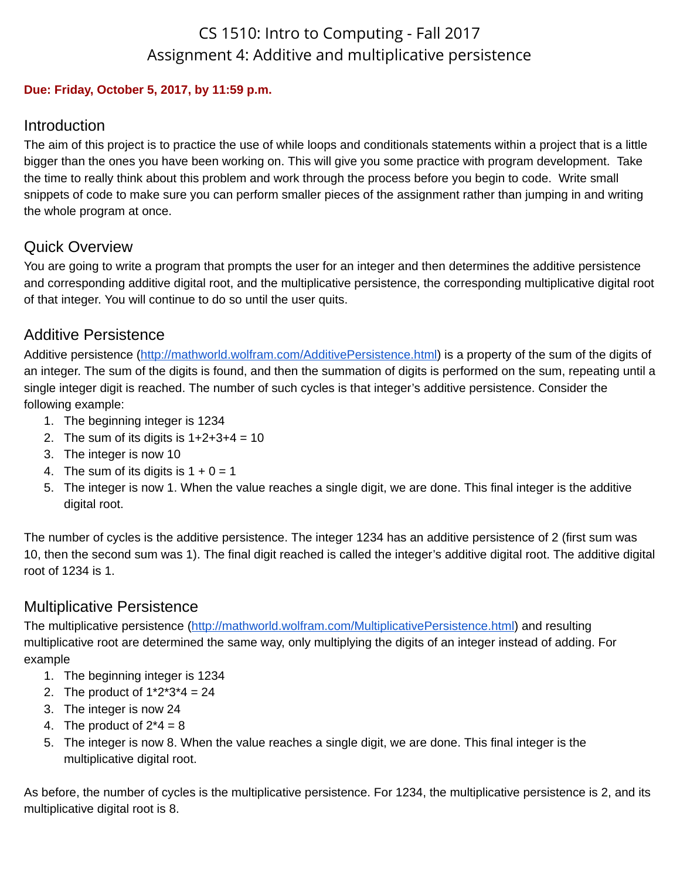# CS 1510: Intro to Computing - Fall 2017
# Assignment 4: Additive and multiplicative persistence

**Due: Friday, October 5, 2017, by 11:59 p.m.**

## Introduction

The aim of this project is to practice the use of while loops and conditionals statements within a project that is a little bigger than the ones you have been working on. This will give you some practice with program development. Take the time to really think about this problem and work through the process before you begin to code. Write small snippets of code to make sure you can perform smaller pieces of the assignment rather than jumping in and writing the whole program at once.

## Quick Overview

You are going to write a program that prompts the user for an integer and then determines the additive persistence and corresponding additive digital root, and the multiplicative persistence, the corresponding multiplicative digital root of that integer. You will continue to do so until the user quits.

## Additive Persistence

Additive persistence (http://mathworld.wolfram.com/AdditivePersistence.html) is a property of the sum of the digits of an integer. The sum of the digits is found, and then the summation of digits is performed on the sum, repeating until a single integer digit is reached. The number of such cycles is that integer's additive persistence. Consider the following example:

1. The beginning integer is 1234
2. The sum of its digits is 1+2+3+4 = 10
3. The integer is now 10
4. The sum of its digits is 1 + 0 = 1
5. The integer is now 1. When the value reaches a single digit, we are done. This final integer is the additive digital root.

The number of cycles is the additive persistence. The integer 1234 has an additive persistence of 2 (first sum was 10, then the second sum was 1). The final digit reached is called the integer's additive digital root. The additive digital root of 1234 is 1.

## Multiplicative Persistence

The multiplicative persistence (http://mathworld.wolfram.com/MultiplicativePersistence.html) and resulting multiplicative root are determined the same way, only multiplying the digits of an integer instead of adding. For example

1. The beginning integer is 1234
2. The product of 1*2*3*4 = 24
3. The integer is now 24
4. The product of 2*4 = 8
5. The integer is now 8. When the value reaches a single digit, we are done. This final integer is the multiplicative digital root.

As before, the number of cycles is the multiplicative persistence. For 1234, the multiplicative persistence is 2, and its multiplicative digital root is 8.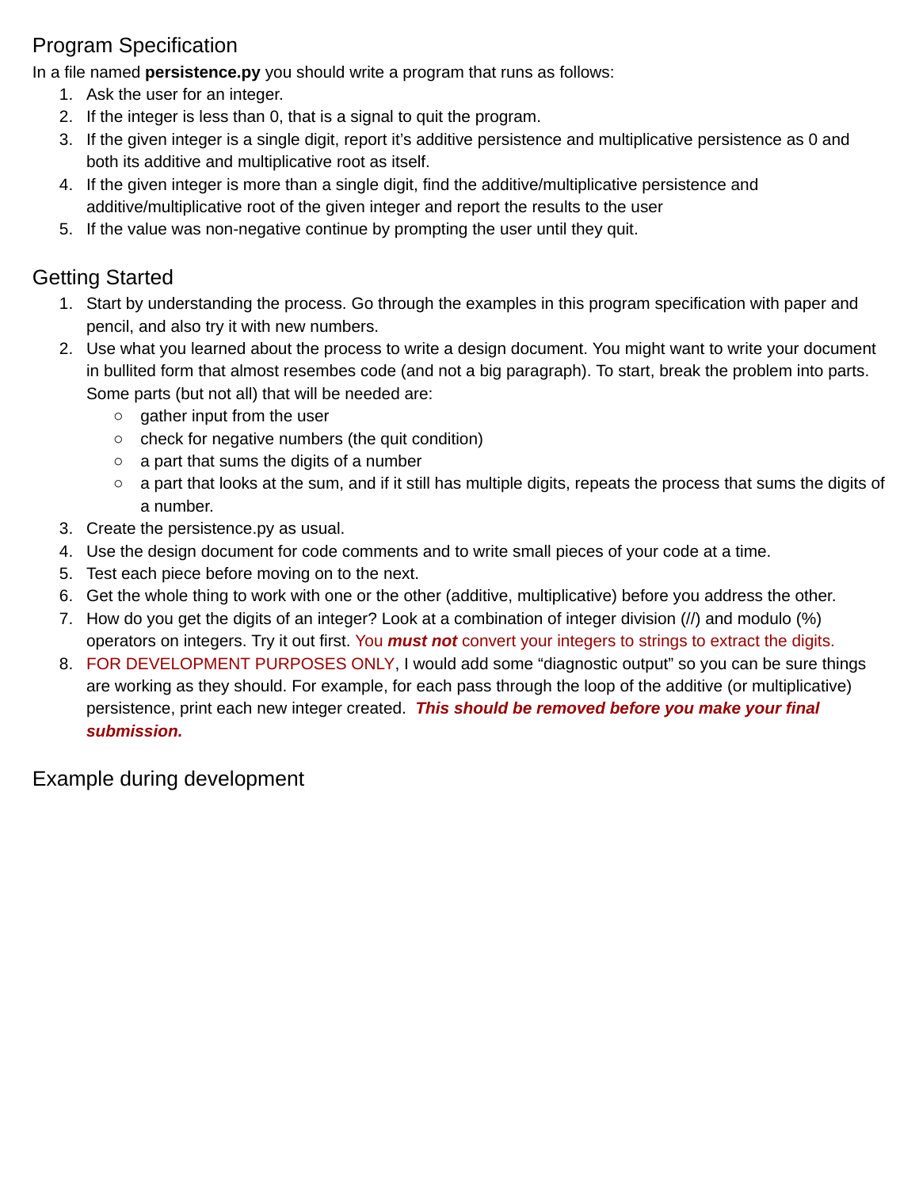## Program Specification

In a file named **persistence.py** you should write a program that runs as follows:

1. Ask the user for an integer.
2. If the integer is less than 0, that is a signal to quit the program.
3. If the given integer is a single digit, report it's additive persistence and multiplicative persistence as 0 and both its additive and multiplicative root as itself.
4. If the given integer is more than a single digit, find the additive/multiplicative persistence and additive/multiplicative root of the given integer and report the results to the user
5. If the value was non-negative continue by prompting the user until they quit.

## Getting Started

1. Start by understanding the process. Go through the examples in this program specification with paper and pencil, and also try it with new numbers.
2. Use what you learned about the process to write a design document. You might want to write your document in bullited form that almost resembes code (and not a big paragraph). To start, break the problem into parts. Some parts (but not all) that will be needed are:
   - gather input from the user
   - check for negative numbers (the quit condition)
   - a part that sums the digits of a number
   - a part that looks at the sum, and if it still has multiple digits, repeats the process that sums the digits of a number.
3. Create the persistence.py as usual.
4. Use the design document for code comments and to write small pieces of your code at a time.
5. Test each piece before moving on to the next.
6. Get the whole thing to work with one or the other (additive, multiplicative) before you address the other.
7. How do you get the digits of an integer? Look at a combination of integer division (//) and modulo (%) operators on integers. Try it out first. You ***must not*** convert your integers to strings to extract the digits.
8. FOR DEVELOPMENT PURPOSES ONLY, I would add some "diagnostic output" so you can be sure things are working as they should. For example, for each pass through the loop of the additive (or multiplicative) persistence, print each new integer created. ***This should be removed before you make your final submission.***

## Example during development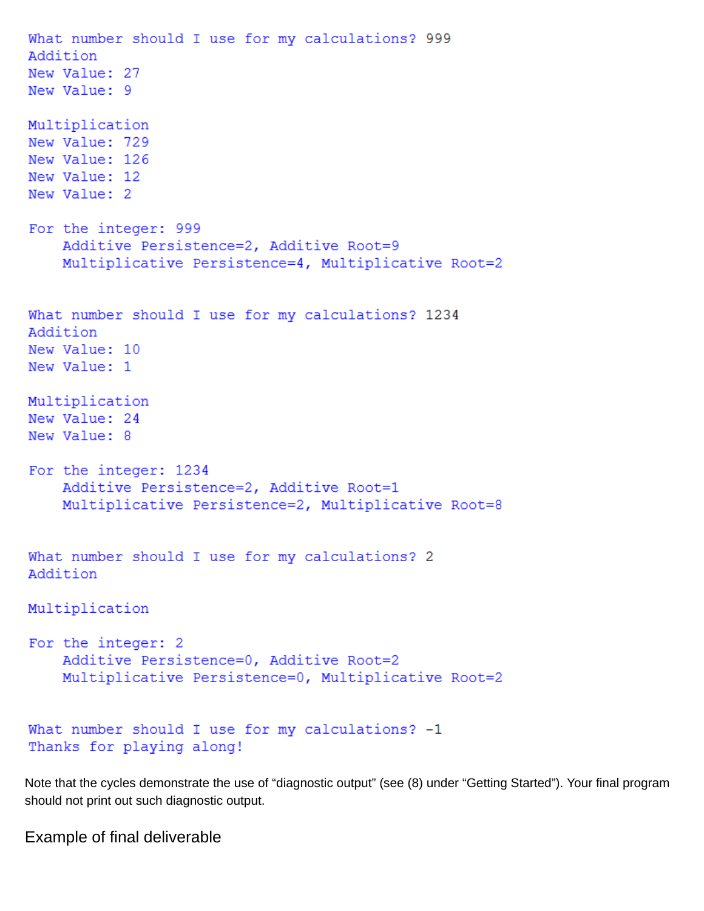```
What number should I use for my calculations? 999
Addition
New Value: 27
New Value: 9

Multiplication
New Value: 729
New Value: 126
New Value: 12
New Value: 2

For the integer: 999
    Additive Persistence=2, Additive Root=9
    Multiplicative Persistence=4, Multiplicative Root=2


What number should I use for my calculations? 1234
Addition
New Value: 10
New Value: 1

Multiplication
New Value: 24
New Value: 8

For the integer: 1234
    Additive Persistence=2, Additive Root=1
    Multiplicative Persistence=2, Multiplicative Root=8


What number should I use for my calculations? 2
Addition

Multiplication

For the integer: 2
    Additive Persistence=0, Additive Root=2
    Multiplicative Persistence=0, Multiplicative Root=2


What number should I use for my calculations? -1
Thanks for playing along!
```

Note that the cycles demonstrate the use of "diagnostic output" (see (8) under "Getting Started"). Your final program should not print out such diagnostic output.

## Example of final deliverable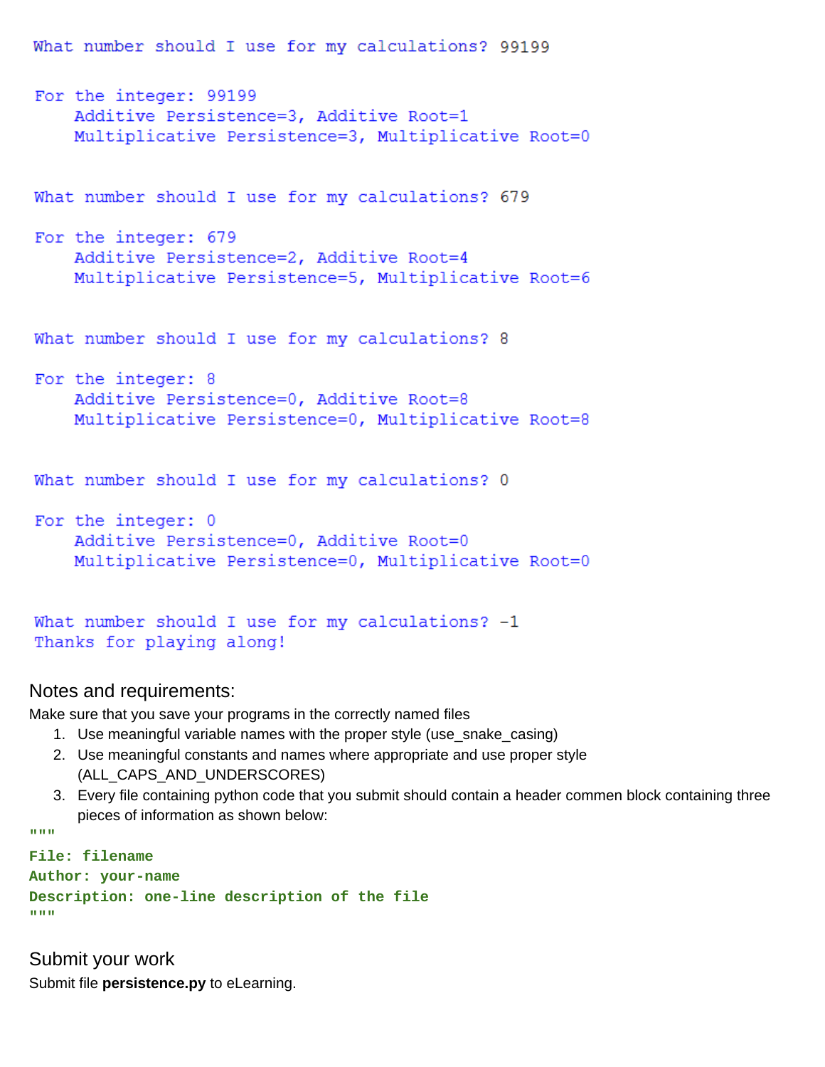```
What number should I use for my calculations? 99199

For the integer: 99199
    Additive Persistence=3, Additive Root=1
    Multiplicative Persistence=3, Multiplicative Root=0


What number should I use for my calculations? 679

For the integer: 679
    Additive Persistence=2, Additive Root=4
    Multiplicative Persistence=5, Multiplicative Root=6


What number should I use for my calculations? 8

For the integer: 8
    Additive Persistence=0, Additive Root=8
    Multiplicative Persistence=0, Multiplicative Root=8


What number should I use for my calculations? 0

For the integer: 0
    Additive Persistence=0, Additive Root=0
    Multiplicative Persistence=0, Multiplicative Root=0


What number should I use for my calculations? -1
Thanks for playing along!
```

## Notes and requirements:

Make sure that you save your programs in the correctly named files

1. Use meaningful variable names with the proper style (use_snake_casing)
2. Use meaningful constants and names where appropriate and use proper style (ALL_CAPS_AND_UNDERSCORES)
3. Every file containing python code that you submit should contain a header commen block containing three pieces of information as shown below:

```
"""
File: filename
Author: your-name
Description: one-line description of the file
"""
```

## Submit your work

Submit file **persistence.py** to eLearning.